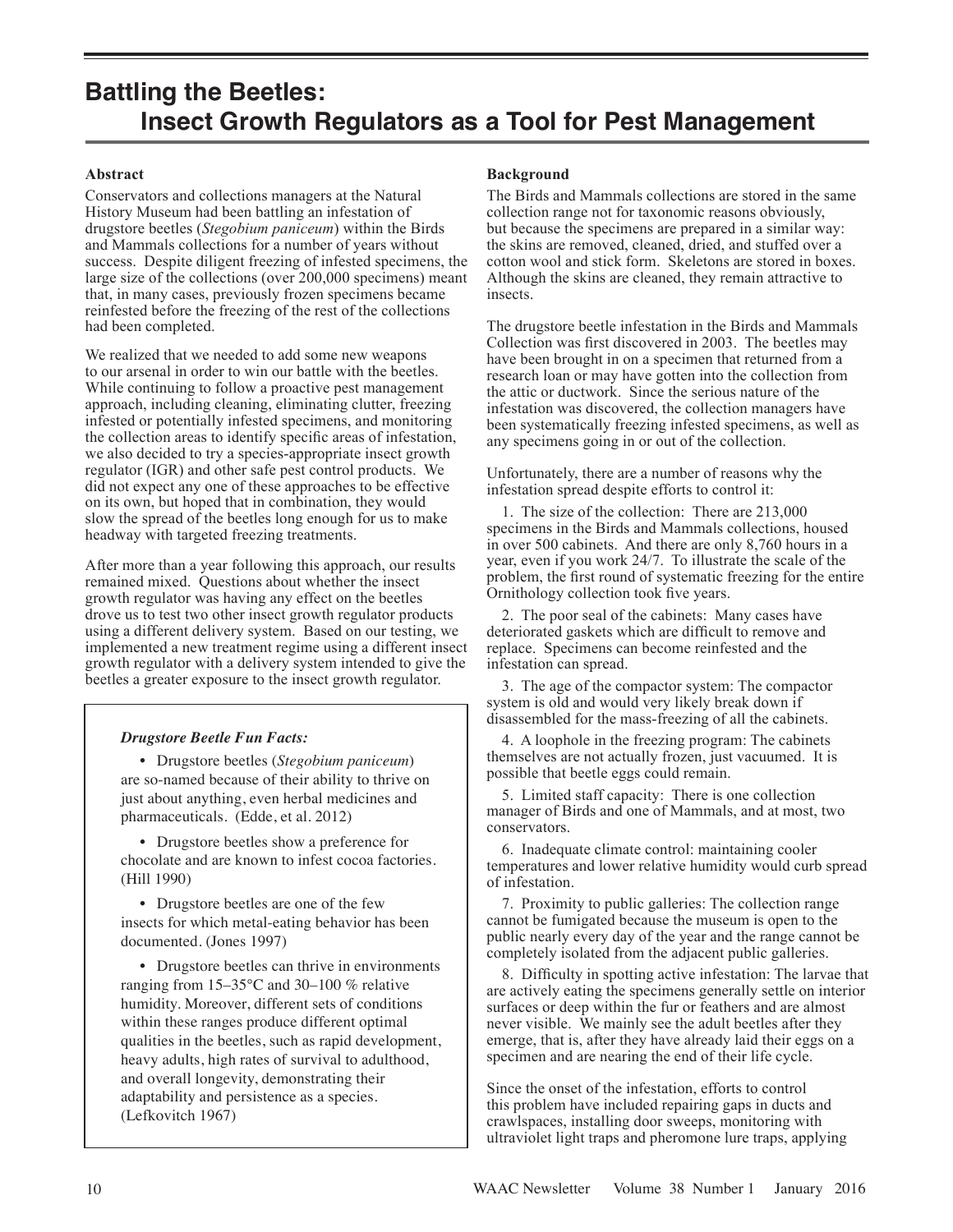# Battling the Beetles: Insect Growth Regulators as a Tool for Pest Management

**Abstract**

Conservators and collections managers at the Natural History Museum had been battling an infestation of drugstore beetles (*Stegobium paniceum*) within the Birds and Mammals collections for a number of years without success. Despite diligent freezing of infested specimens, the large size of the collections (over 200,000 specimens) meant that, in many cases, previously frozen specimens became reinfested before the freezing of the rest of the collections had been completed.

We realized that we needed to add some new weapons to our arsenal in order to win our battle with the beetles. While continuing to follow a proactive pest management approach, including cleaning, eliminating clutter, freezing infested or potentially infested specimens, and monitoring the collection areas to identify specific areas of infestation, we also decided to try a species-appropriate insect growth regulator (IGR) and other safe pest control products. We did not expect any one of these approaches to be effective on its own, but hoped that in combination, they would slow the spread of the beetles long enough for us to make headway with targeted freezing treatments.

After more than a year following this approach, our results remained mixed. Questions about whether the insect growth regulator was having any effect on the beetles drove us to test two other insect growth regulator products using a different delivery system. Based on our testing, we implemented a new treatment regime using a different insect growth regulator with a delivery system intended to give the beetles a greater exposure to the insect growth regulator.

> ***Drugstore Beetle Fun Facts:***
>
> - Drugstore beetles (*Stegobium paniceum*) are so-named because of their ability to thrive on just about anything, even herbal medicines and pharmaceuticals. (Edde, et al. 2012)
> - Drugstore beetles show a preference for chocolate and are known to infest cocoa factories. (Hill 1990)
> - Drugstore beetles are one of the few insects for which metal-eating behavior has been documented. (Jones 1997)
> - Drugstore beetles can thrive in environments ranging from 15–35°C and 30–100 % relative humidity. Moreover, different sets of conditions within these ranges produce different optimal qualities in the beetles, such as rapid development, heavy adults, high rates of survival to adulthood, and overall longevity, demonstrating their adaptability and persistence as a species. (Lefkovitch 1967)

**Background**

The Birds and Mammals collections are stored in the same collection range not for taxonomic reasons obviously, but because the specimens are prepared in a similar way: the skins are removed, cleaned, dried, and stuffed over a cotton wool and stick form. Skeletons are stored in boxes. Although the skins are cleaned, they remain attractive to insects.

The drugstore beetle infestation in the Birds and Mammals Collection was first discovered in 2003. The beetles may have been brought in on a specimen that returned from a research loan or may have gotten into the collection from the attic or ductwork. Since the serious nature of the infestation was discovered, the collection managers have been systematically freezing infested specimens, as well as any specimens going in or out of the collection.

Unfortunately, there are a number of reasons why the infestation spread despite efforts to control it:

1. The size of the collection: There are 213,000 specimens in the Birds and Mammals collections, housed in over 500 cabinets. And there are only 8,760 hours in a year, even if you work 24/7. To illustrate the scale of the problem, the first round of systematic freezing for the entire Ornithology collection took five years.

2. The poor seal of the cabinets: Many cases have deteriorated gaskets which are difficult to remove and replace. Specimens can become reinfested and the infestation can spread.

3. The age of the compactor system: The compactor system is old and would very likely break down if disassembled for the mass-freezing of all the cabinets.

4. A loophole in the freezing program: The cabinets themselves are not actually frozen, just vacuumed. It is possible that beetle eggs could remain.

5. Limited staff capacity: There is one collection manager of Birds and one of Mammals, and at most, two conservators.

6. Inadequate climate control: maintaining cooler temperatures and lower relative humidity would curb spread of infestation.

7. Proximity to public galleries: The collection range cannot be fumigated because the museum is open to the public nearly every day of the year and the range cannot be completely isolated from the adjacent public galleries.

8. Difficulty in spotting active infestation: The larvae that are actively eating the specimens generally settle on interior surfaces or deep within the fur or feathers and are almost never visible. We mainly see the adult beetles after they emerge, that is, after they have already laid their eggs on a specimen and are nearing the end of their life cycle.

Since the onset of the infestation, efforts to control this problem have included repairing gaps in ducts and crawlspaces, installing door sweeps, monitoring with ultraviolet light traps and pheromone lure traps, applying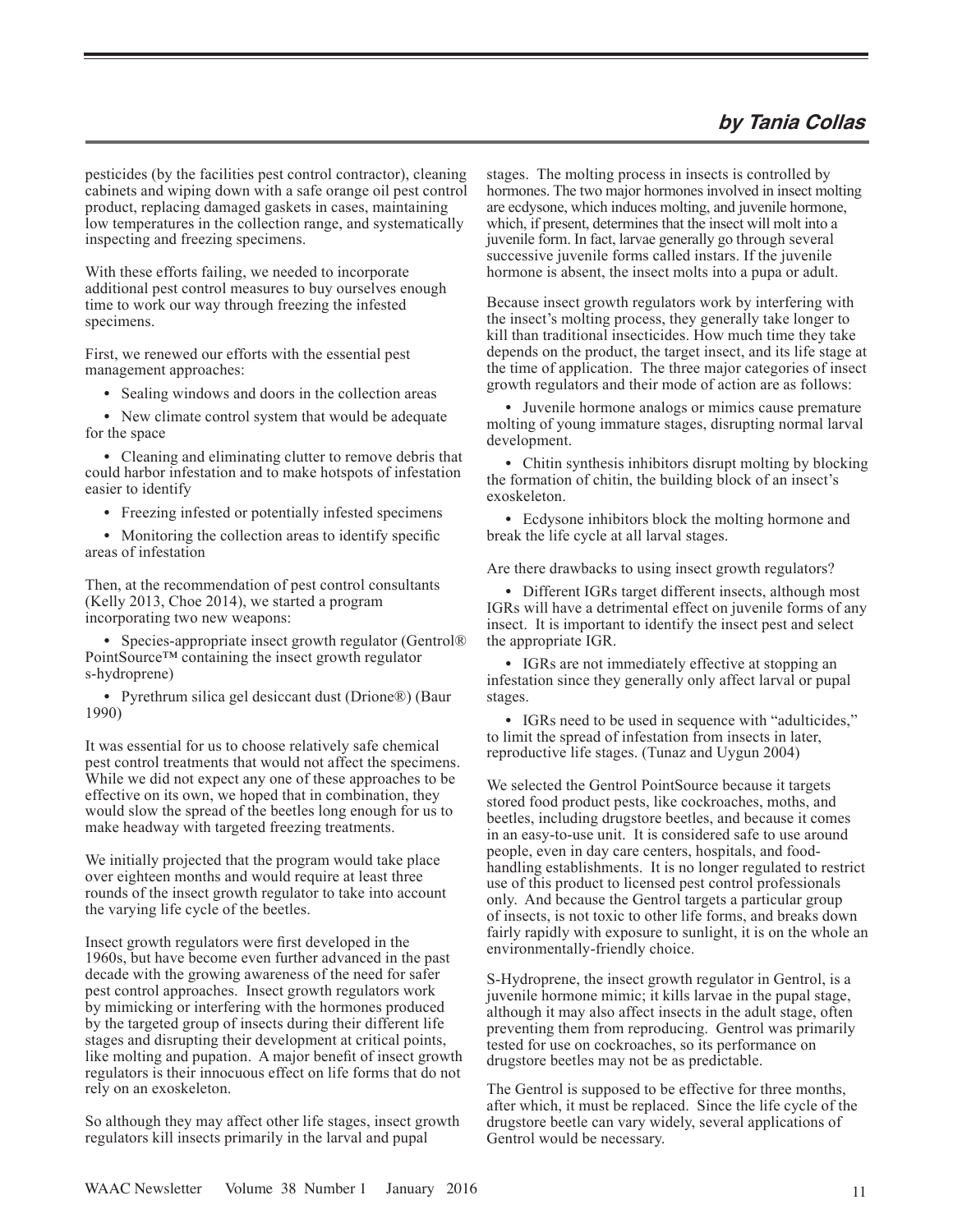**by Tania Collas**

pesticides (by the facilities pest control contractor), cleaning cabinets and wiping down with a safe orange oil pest control product, replacing damaged gaskets in cases, maintaining low temperatures in the collection range, and systematically inspecting and freezing specimens.

With these efforts failing, we needed to incorporate additional pest control measures to buy ourselves enough time to work our way through freezing the infested specimens.

First, we renewed our efforts with the essential pest management approaches:

- Sealing windows and doors in the collection areas
- New climate control system that would be adequate for the space
- Cleaning and eliminating clutter to remove debris that could harbor infestation and to make hotspots of infestation easier to identify
- Freezing infested or potentially infested specimens
- Monitoring the collection areas to identify specific areas of infestation

Then, at the recommendation of pest control consultants (Kelly 2013, Choe 2014), we started a program incorporating two new weapons:

- Species-appropriate insect growth regulator (Gentrol® PointSource™ containing the insect growth regulator s-hydroprene)
- Pyrethrum silica gel desiccant dust (Drione®) (Baur 1990)

It was essential for us to choose relatively safe chemical pest control treatments that would not affect the specimens. While we did not expect any one of these approaches to be effective on its own, we hoped that in combination, they would slow the spread of the beetles long enough for us to make headway with targeted freezing treatments.

We initially projected that the program would take place over eighteen months and would require at least three rounds of the insect growth regulator to take into account the varying life cycle of the beetles.

Insect growth regulators were first developed in the 1960s, but have become even further advanced in the past decade with the growing awareness of the need for safer pest control approaches. Insect growth regulators work by mimicking or interfering with the hormones produced by the targeted group of insects during their different life stages and disrupting their development at critical points, like molting and pupation. A major benefit of insect growth regulators is their innocuous effect on life forms that do not rely on an exoskeleton.

So although they may affect other life stages, insect growth regulators kill insects primarily in the larval and pupal stages. The molting process in insects is controlled by hormones. The two major hormones involved in insect molting are ecdysone, which induces molting, and juvenile hormone, which, if present, determines that the insect will molt into a juvenile form. In fact, larvae generally go through several successive juvenile forms called instars. If the juvenile hormone is absent, the insect molts into a pupa or adult.

Because insect growth regulators work by interfering with the insect's molting process, they generally take longer to kill than traditional insecticides. How much time they take depends on the product, the target insect, and its life stage at the time of application. The three major categories of insect growth regulators and their mode of action are as follows:

- Juvenile hormone analogs or mimics cause premature molting of young immature stages, disrupting normal larval development.
- Chitin synthesis inhibitors disrupt molting by blocking the formation of chitin, the building block of an insect's exoskeleton.
- Ecdysone inhibitors block the molting hormone and break the life cycle at all larval stages.

Are there drawbacks to using insect growth regulators?

- Different IGRs target different insects, although most IGRs will have a detrimental effect on juvenile forms of any insect. It is important to identify the insect pest and select the appropriate IGR.
- IGRs are not immediately effective at stopping an infestation since they generally only affect larval or pupal stages.
- IGRs need to be used in sequence with "adulticides," to limit the spread of infestation from insects in later, reproductive life stages. (Tunaz and Uygun 2004)

We selected the Gentrol PointSource because it targets stored food product pests, like cockroaches, moths, and beetles, including drugstore beetles, and because it comes in an easy-to-use unit. It is considered safe to use around people, even in day care centers, hospitals, and food-handling establishments. It is no longer regulated to restrict use of this product to licensed pest control professionals only. And because the Gentrol targets a particular group of insects, is not toxic to other life forms, and breaks down fairly rapidly with exposure to sunlight, it is on the whole an environmentally-friendly choice.

S-Hydroprene, the insect growth regulator in Gentrol, is a juvenile hormone mimic; it kills larvae in the pupal stage, although it may also affect insects in the adult stage, often preventing them from reproducing. Gentrol was primarily tested for use on cockroaches, so its performance on drugstore beetles may not be as predictable.

The Gentrol is supposed to be effective for three months, after which, it must be replaced. Since the life cycle of the drugstore beetle can vary widely, several applications of Gentrol would be necessary.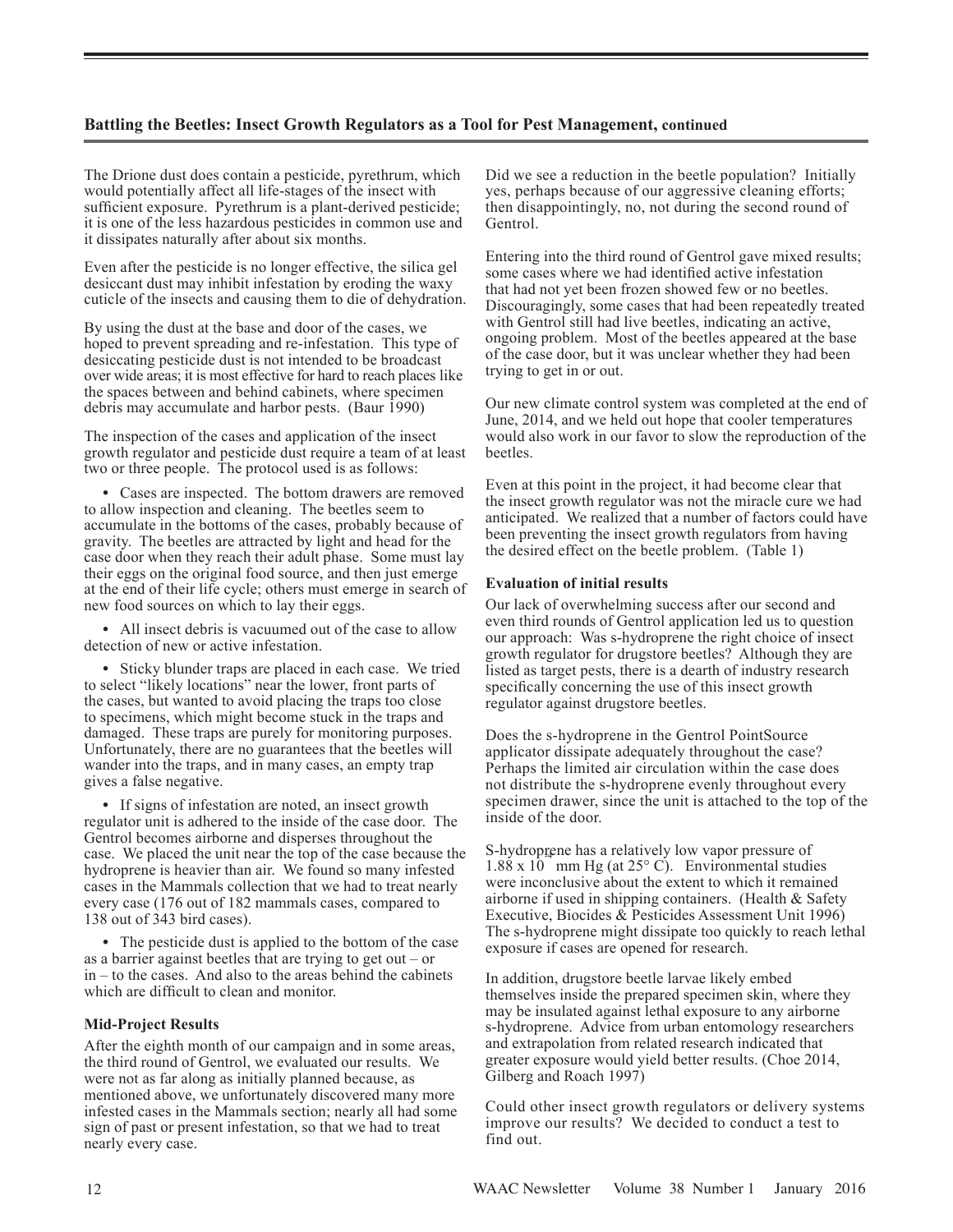## Battling the Beetles: Insect Growth Regulators as a Tool for Pest Management, continued

The Drione dust does contain a pesticide, pyrethrum, which would potentially affect all life-stages of the insect with sufficient exposure. Pyrethrum is a plant-derived pesticide; it is one of the less hazardous pesticides in common use and it dissipates naturally after about six months.

Even after the pesticide is no longer effective, the silica gel desiccant dust may inhibit infestation by eroding the waxy cuticle of the insects and causing them to die of dehydration.

By using the dust at the base and door of the cases, we hoped to prevent spreading and re-infestation. This type of desiccating pesticide dust is not intended to be broadcast over wide areas; it is most effective for hard to reach places like the spaces between and behind cabinets, where specimen debris may accumulate and harbor pests. (Baur 1990)

The inspection of the cases and application of the insect growth regulator and pesticide dust require a team of at least two or three people. The protocol used is as follows:

- Cases are inspected. The bottom drawers are removed to allow inspection and cleaning. The beetles seem to accumulate in the bottoms of the cases, probably because of gravity. The beetles are attracted by light and head for the case door when they reach their adult phase. Some must lay their eggs on the original food source, and then just emerge at the end of their life cycle; others must emerge in search of new food sources on which to lay their eggs.

- All insect debris is vacuumed out of the case to allow detection of new or active infestation.

- Sticky blunder traps are placed in each case. We tried to select "likely locations" near the lower, front parts of the cases, but wanted to avoid placing the traps too close to specimens, which might become stuck in the traps and damaged. These traps are purely for monitoring purposes. Unfortunately, there are no guarantees that the beetles will wander into the traps, and in many cases, an empty trap gives a false negative.

- If signs of infestation are noted, an insect growth regulator unit is adhered to the inside of the case door. The Gentrol becomes airborne and disperses throughout the case. We placed the unit near the top of the case because the hydroprene is heavier than air. We found so many infested cases in the Mammals collection that we had to treat nearly every case (176 out of 182 mammals cases, compared to 138 out of 343 bird cases).

- The pesticide dust is applied to the bottom of the case as a barrier against beetles that are trying to get out – or in – to the cases. And also to the areas behind the cabinets which are difficult to clean and monitor.

### Mid-Project Results

After the eighth month of our campaign and in some areas, the third round of Gentrol, we evaluated our results. We were not as far along as initially planned because, as mentioned above, we unfortunately discovered many more infested cases in the Mammals section; nearly all had some sign of past or present infestation, so that we had to treat nearly every case.

Did we see a reduction in the beetle population? Initially yes, perhaps because of our aggressive cleaning efforts; then disappointingly, no, not during the second round of Gentrol.

Entering into the third round of Gentrol gave mixed results; some cases where we had identified active infestation that had not yet been frozen showed few or no beetles. Discouragingly, some cases that had been repeatedly treated with Gentrol still had live beetles, indicating an active, ongoing problem. Most of the beetles appeared at the base of the case door, but it was unclear whether they had been trying to get in or out.

Our new climate control system was completed at the end of June, 2014, and we held out hope that cooler temperatures would also work in our favor to slow the reproduction of the beetles.

Even at this point in the project, it had become clear that the insect growth regulator was not the miracle cure we had anticipated. We realized that a number of factors could have been preventing the insect growth regulators from having the desired effect on the beetle problem. (Table 1)

### Evaluation of initial results

Our lack of overwhelming success after our second and even third rounds of Gentrol application led us to question our approach: Was s-hydroprene the right choice of insect growth regulator for drugstore beetles? Although they are listed as target pests, there is a dearth of industry research specifically concerning the use of this insect growth regulator against drugstore beetles.

Does the s-hydroprene in the Gentrol PointSource applicator dissipate adequately throughout the case? Perhaps the limited air circulation within the case does not distribute the s-hydroprene evenly throughout every specimen drawer, since the unit is attached to the top of the inside of the door.

S-hydroprene has a relatively low vapor pressure of $1.88 \times 10^{-4}$ mm Hg (at 25° C). Environmental studies were inconclusive about the extent to which it remained airborne if used in shipping containers. (Health & Safety Executive, Biocides & Pesticides Assessment Unit 1996) The s-hydroprene might dissipate too quickly to reach lethal exposure if cases are opened for research.

In addition, drugstore beetle larvae likely embed themselves inside the prepared specimen skin, where they may be insulated against lethal exposure to any airborne s-hydroprene. Advice from urban entomology researchers and extrapolation from related research indicated that greater exposure would yield better results. (Choe 2014, Gilberg and Roach 1997)

Could other insect growth regulators or delivery systems improve our results? We decided to conduct a test to find out.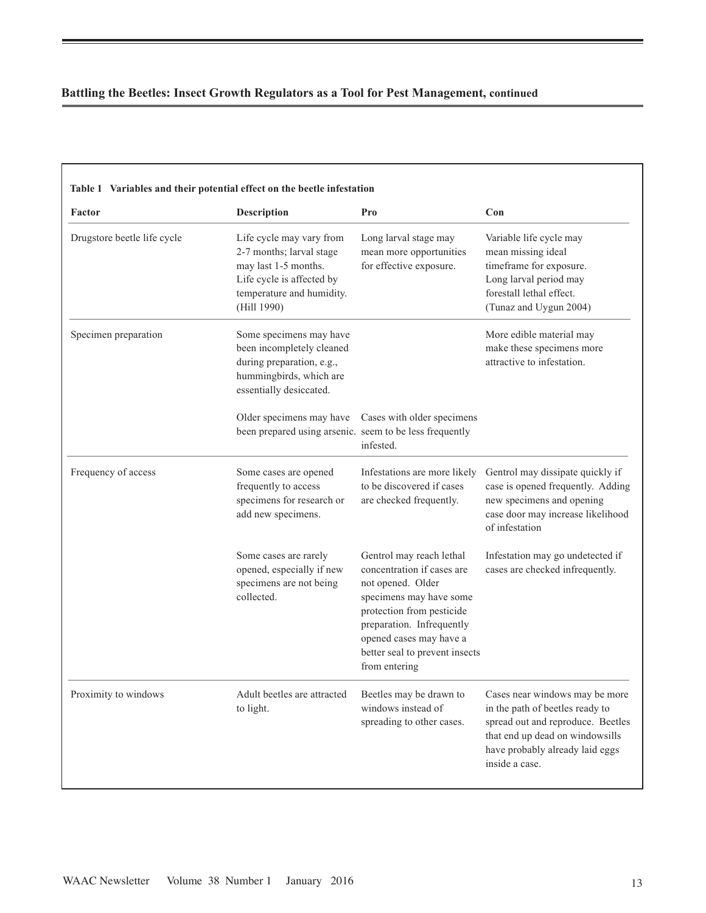**Table 1 Variables and their potential effect on the beetle infestation**

| Factor | Description | Pro | Con |
|---|---|---|---|
| Drugstore beetle life cycle | Life cycle may vary from 2-7 months; larval stage may last 1-5 months. Life cycle is affected by temperature and humidity. (Hill 1990) | Long larval stage may mean more opportunities for effective exposure. | Variable life cycle may mean missing ideal timeframe for exposure. Long larval period may forestall lethal effect. (Tunaz and Uygun 2004) |
| Specimen preparation | Some specimens may have been incompletely cleaned during preparation, e.g., hummingbirds, which are essentially desiccated. | | More edible material may make these specimens more attractive to infestation. |
| | Older specimens may have been prepared using arsenic. | Cases with older specimens seem to be less frequently infested. | |
| Frequency of access | Some cases are opened frequently to access specimens for research or add new specimens. | Infestations are more likely to be discovered if cases are checked frequently. | Gentrol may dissipate quickly if case is opened frequently. Adding new specimens and opening case door may increase likelihood of infestation |
| | Some cases are rarely opened, especially if new specimens are not being collected. | Gentrol may reach lethal concentration if cases are not opened. Older specimens may have some protection from pesticide preparation. Infrequently opened cases may have a better seal to prevent insects from entering | Infestation may go undetected if cases are checked infrequently. |
| Proximity to windows | Adult beetles are attracted to light. | Beetles may be drawn to windows instead of spreading to other cases. | Cases near windows may be more in the path of beetles ready to spread out and reproduce. Beetles that end up dead on windowsills have probably already laid eggs inside a case. |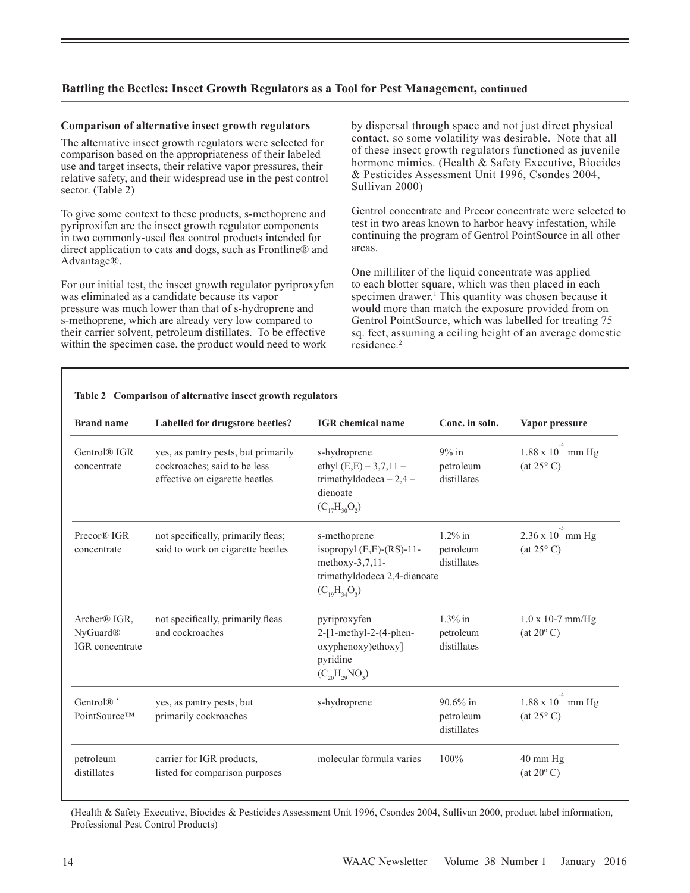## Battling the Beetles: Insect Growth Regulators as a Tool for Pest Management, continued

**Comparison of alternative insect growth regulators**

The alternative insect growth regulators were selected for comparison based on the appropriateness of their labeled use and target insects, their relative vapor pressures, their relative safety, and their widespread use in the pest control sector. (Table 2)

To give some context to these products, s-methoprene and pyriproxifen are the insect growth regulator components in two commonly-used flea control products intended for direct application to cats and dogs, such as Frontline® and Advantage®.

For our initial test, the insect growth regulator pyriproxyfen was eliminated as a candidate because its vapor pressure was much lower than that of s-hydroprene and s-methoprene, which are already very low compared to their carrier solvent, petroleum distillates. To be effective within the specimen case, the product would need to work by dispersal through space and not just direct physical contact, so some volatility was desirable. Note that all of these insect growth regulators functioned as juvenile hormone mimics. (Health & Safety Executive, Biocides & Pesticides Assessment Unit 1996, Csondes 2004, Sullivan 2000)

Gentrol concentrate and Precor concentrate were selected to test in two areas known to harbor heavy infestation, while continuing the program of Gentrol PointSource in all other areas.

One milliliter of the liquid concentrate was applied to each blotter square, which was then placed in each specimen drawer.[1] This quantity was chosen because it would more than match the exposure provided from on Gentrol PointSource, which was labelled for treating 75 sq. feet, assuming a ceiling height of an average domestic residence.[2]

**Table 2 Comparison of alternative insect growth regulators**

| Brand name | Labelled for drugstore beetles? | IGR chemical name | Conc. in soln. | Vapor pressure |
|---|---|---|---|---|
| Gentrol® IGR concentrate | yes, as pantry pests, but primarily cockroaches; said to be less effective on cigarette beetles | s-hydroprene ethyl (E,E) – 3,7,11 – trimethyldodeca – 2,4 – dienoate ($C_{17}H_{30}O_2$) | 9% in petroleum distillates | $1.88 \times 10^{-4}$ mm Hg (at 25° C) |
| Precor® IGR concentrate | not specifically, primarily fleas; said to work on cigarette beetles | s-methoprene isopropyl (E,E)-(RS)-11-methoxy-3,7,11-trimethyldodeca 2,4-dienoate ($C_{19}H_{34}O_3$) | 1.2% in petroleum distillates | $2.36 \times 10^{-5}$ mm Hg (at 25° C) |
| Archer® IGR, NyGuard® IGR concentrate | not specifically, primarily fleas and cockroaches | pyriproxyfen 2-[1-methyl-2-(4-phenoxyphenoxy)ethoxy] pyridine ($C_{20}H_{29}NO_3$) | 1.3% in petroleum distillates | 1.0 x 10-7 mm/Hg (at 20º C) |
| Gentrol® ` PointSource™ | yes, as pantry pests, but primarily cockroaches | s-hydroprene | 90.6% in petroleum distillates | $1.88 \times 10^{-4}$ mm Hg (at 25° C) |
| petroleum distillates | carrier for IGR products, listed for comparison purposes | molecular formula varies | 100% | 40 mm Hg (at 20º C) |

(Health & Safety Executive, Biocides & Pesticides Assessment Unit 1996, Csondes 2004, Sullivan 2000, product label information, Professional Pest Control Products)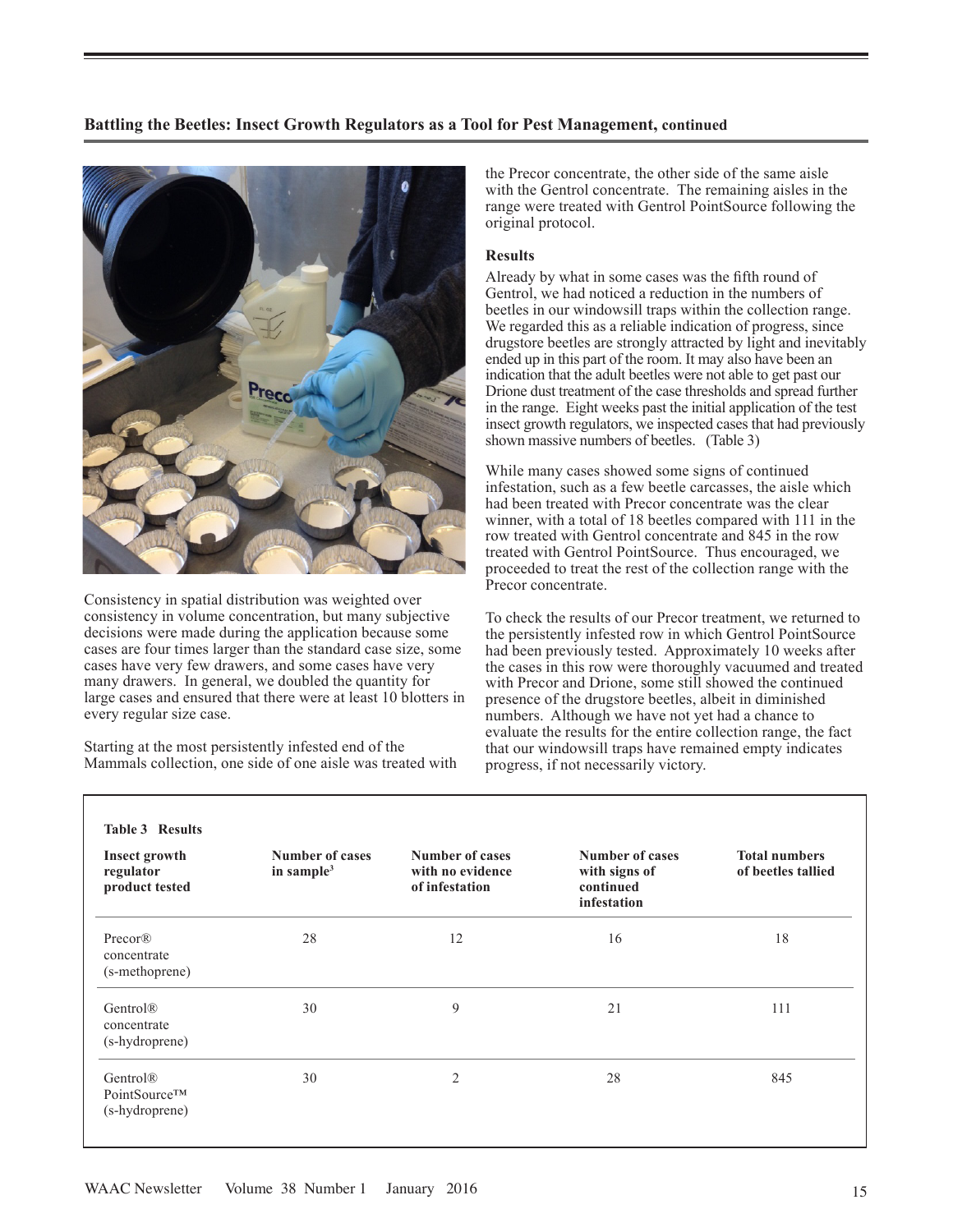## Battling the Beetles: Insect Growth Regulators as a Tool for Pest Management, continued

Consistency in spatial distribution was weighted over consistency in volume concentration, but many subjective decisions were made during the application because some cases are four times larger than the standard case size, some cases have very few drawers, and some cases have very many drawers. In general, we doubled the quantity for large cases and ensured that there were at least 10 blotters in every regular size case.

Starting at the most persistently infested end of the Mammals collection, one side of one aisle was treated with the Precor concentrate, the other side of the same aisle with the Gentrol concentrate. The remaining aisles in the range were treated with Gentrol PointSource following the original protocol.

### Results

Already by what in some cases was the fifth round of Gentrol, we had noticed a reduction in the numbers of beetles in our windowsill traps within the collection range. We regarded this as a reliable indication of progress, since drugstore beetles are strongly attracted by light and inevitably ended up in this part of the room. It may also have been an indication that the adult beetles were not able to get past our Drione dust treatment of the case thresholds and spread further in the range. Eight weeks past the initial application of the test insect growth regulators, we inspected cases that had previously shown massive numbers of beetles. (Table 3)

While many cases showed some signs of continued infestation, such as a few beetle carcasses, the aisle which had been treated with Precor concentrate was the clear winner, with a total of 18 beetles compared with 111 in the row treated with Gentrol concentrate and 845 in the row treated with Gentrol PointSource. Thus encouraged, we proceeded to treat the rest of the collection range with the Precor concentrate.

To check the results of our Precor treatment, we returned to the persistently infested row in which Gentrol PointSource had been previously tested. Approximately 10 weeks after the cases in this row were thoroughly vacuumed and treated with Precor and Drione, some still showed the continued presence of the drugstore beetles, albeit in diminished numbers. Although we have not yet had a chance to evaluate the results for the entire collection range, the fact that our windowsill traps have remained empty indicates progress, if not necessarily victory.

**Table 3 Results**

| Insect growth regulator product tested | Number of cases in sample[3] | Number of cases with no evidence of infestation | Number of cases with signs of continued infestation | Total numbers of beetles tallied |
|---|---|---|---|---|
| Precor® concentrate (s-methoprene) | 28 | 12 | 16 | 18 |
| Gentrol® concentrate (s-hydroprene) | 30 | 9 | 21 | 111 |
| Gentrol® PointSource™ (s-hydroprene) | 30 | 2 | 28 | 845 |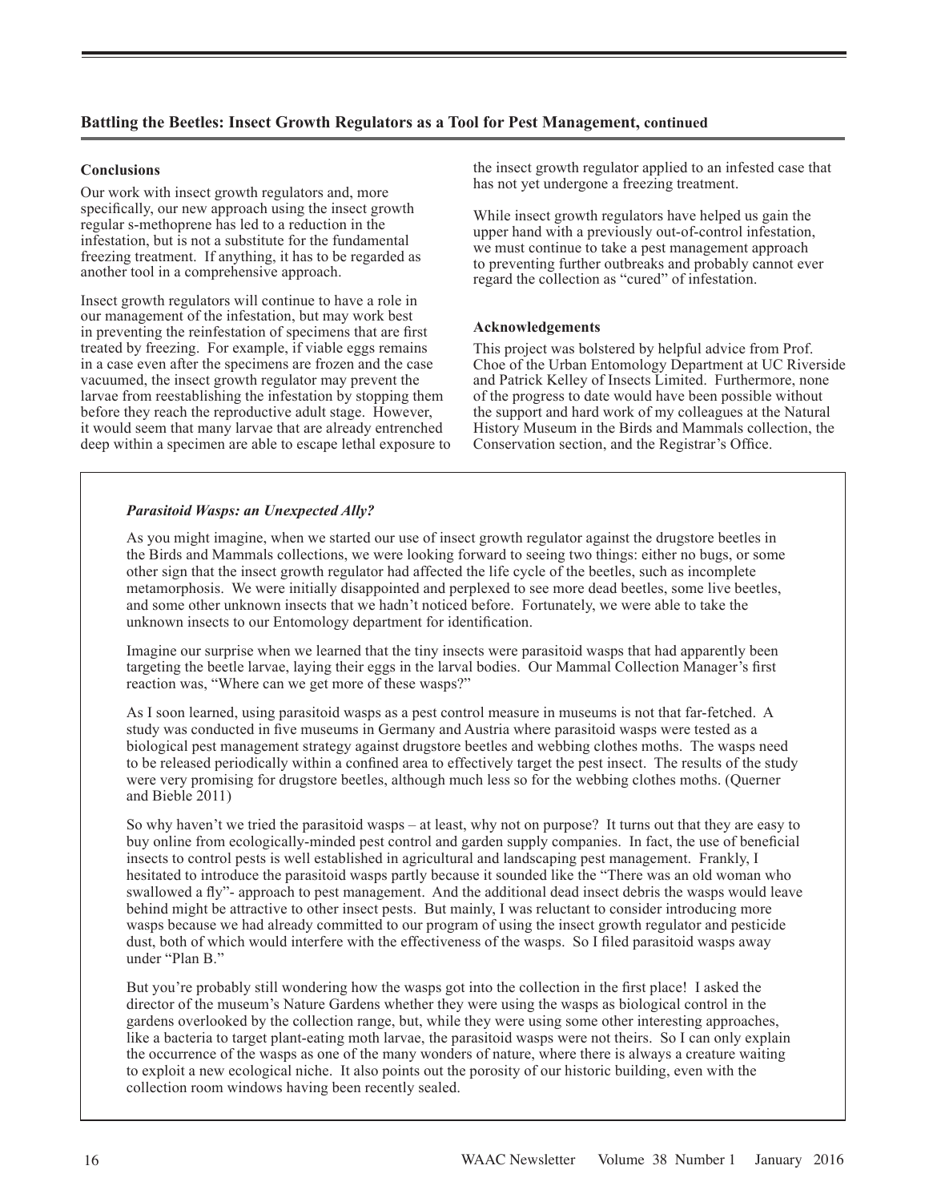## Battling the Beetles: Insect Growth Regulators as a Tool for Pest Management, continued

### Conclusions

Our work with insect growth regulators and, more specifically, our new approach using the insect growth regular s-methoprene has led to a reduction in the infestation, but is not a substitute for the fundamental freezing treatment. If anything, it has to be regarded as another tool in a comprehensive approach.

Insect growth regulators will continue to have a role in our management of the infestation, but may work best in preventing the reinfestation of specimens that are first treated by freezing. For example, if viable eggs remains in a case even after the specimens are frozen and the case vacuumed, the insect growth regulator may prevent the larvae from reestablishing the infestation by stopping them before they reach the reproductive adult stage. However, it would seem that many larvae that are already entrenched deep within a specimen are able to escape lethal exposure to the insect growth regulator applied to an infested case that has not yet undergone a freezing treatment.

While insect growth regulators have helped us gain the upper hand with a previously out-of-control infestation, we must continue to take a pest management approach to preventing further outbreaks and probably cannot ever regard the collection as "cured" of infestation.

### Acknowledgements

This project was bolstered by helpful advice from Prof. Choe of the Urban Entomology Department at UC Riverside and Patrick Kelley of Insects Limited. Furthermore, none of the progress to date would have been possible without the support and hard work of my colleagues at the Natural History Museum in the Birds and Mammals collection, the Conservation section, and the Registrar's Office.

***Parasitoid Wasps: an Unexpected Ally?***

As you might imagine, when we started our use of insect growth regulator against the drugstore beetles in the Birds and Mammals collections, we were looking forward to seeing two things: either no bugs, or some other sign that the insect growth regulator had affected the life cycle of the beetles, such as incomplete metamorphosis. We were initially disappointed and perplexed to see more dead beetles, some live beetles, and some other unknown insects that we hadn't noticed before. Fortunately, we were able to take the unknown insects to our Entomology department for identification.

Imagine our surprise when we learned that the tiny insects were parasitoid wasps that had apparently been targeting the beetle larvae, laying their eggs in the larval bodies. Our Mammal Collection Manager's first reaction was, "Where can we get more of these wasps?"

As I soon learned, using parasitoid wasps as a pest control measure in museums is not that far-fetched. A study was conducted in five museums in Germany and Austria where parasitoid wasps were tested as a biological pest management strategy against drugstore beetles and webbing clothes moths. The wasps need to be released periodically within a confined area to effectively target the pest insect. The results of the study were very promising for drugstore beetles, although much less so for the webbing clothes moths. (Querner and Bieble 2011)

So why haven't we tried the parasitoid wasps – at least, why not on purpose? It turns out that they are easy to buy online from ecologically-minded pest control and garden supply companies. In fact, the use of beneficial insects to control pests is well established in agricultural and landscaping pest management. Frankly, I hesitated to introduce the parasitoid wasps partly because it sounded like the "There was an old woman who swallowed a fly"- approach to pest management. And the additional dead insect debris the wasps would leave behind might be attractive to other insect pests. But mainly, I was reluctant to consider introducing more wasps because we had already committed to our program of using the insect growth regulator and pesticide dust, both of which would interfere with the effectiveness of the wasps. So I filed parasitoid wasps away under "Plan B."

But you're probably still wondering how the wasps got into the collection in the first place! I asked the director of the museum's Nature Gardens whether they were using the wasps as biological control in the gardens overlooked by the collection range, but, while they were using some other interesting approaches, like a bacteria to target plant-eating moth larvae, the parasitoid wasps were not theirs. So I can only explain the occurrence of the wasps as one of the many wonders of nature, where there is always a creature waiting to exploit a new ecological niche. It also points out the porosity of our historic building, even with the collection room windows having been recently sealed.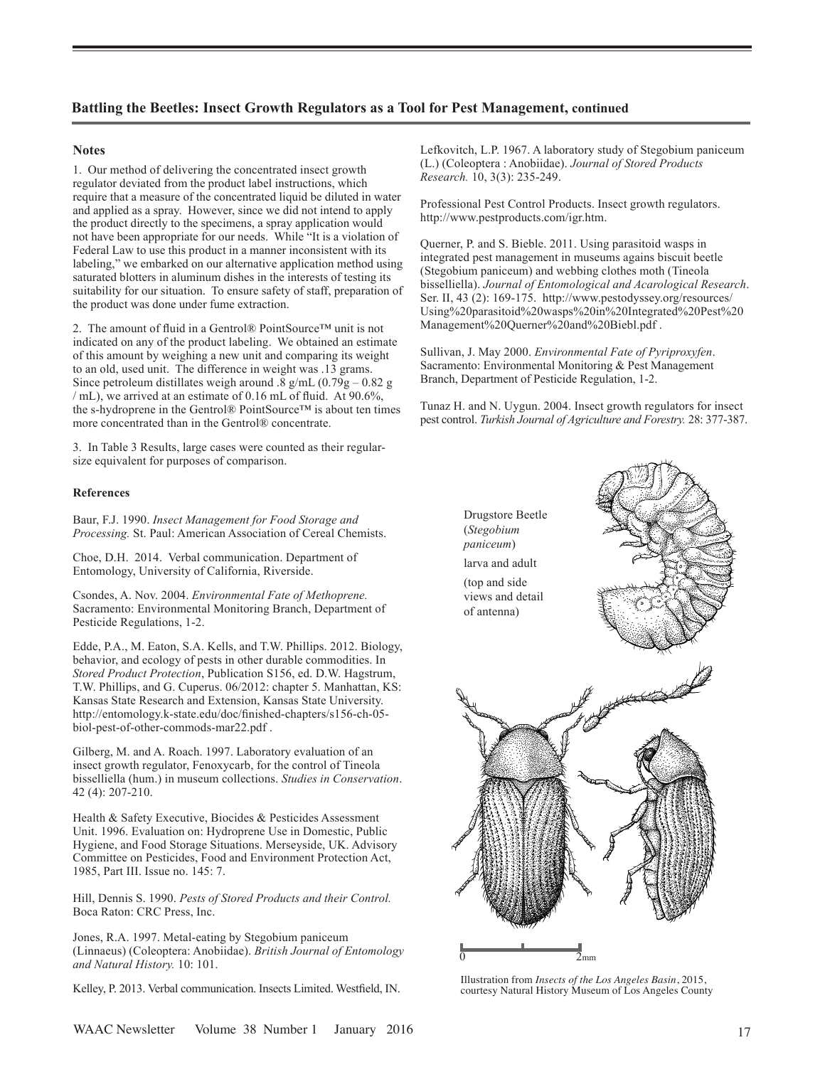## Battling the Beetles: Insect Growth Regulators as a Tool for Pest Management, continued

### Notes

1. Our method of delivering the concentrated insect growth regulator deviated from the product label instructions, which require that a measure of the concentrated liquid be diluted in water and applied as a spray. However, since we did not intend to apply the product directly to the specimens, a spray application would not have been appropriate for our needs. While "It is a violation of Federal Law to use this product in a manner inconsistent with its labeling," we embarked on our alternative application method using saturated blotters in aluminum dishes in the interests of testing its suitability for our situation. To ensure safety of staff, preparation of the product was done under fume extraction.

2. The amount of fluid in a Gentrol® PointSource™ unit is not indicated on any of the product labeling. We obtained an estimate of this amount by weighing a new unit and comparing its weight to an old, used unit. The difference in weight was .13 grams. Since petroleum distillates weigh around .8 g/mL (0.79g – 0.82 g / mL), we arrived at an estimate of 0.16 mL of fluid. At 90.6%, the s-hydroprene in the Gentrol® PointSource™ is about ten times more concentrated than in the Gentrol® concentrate.

3. In Table 3 Results, large cases were counted as their regular-size equivalent for purposes of comparison.

#### References

Baur, F.J. 1990. *Insect Management for Food Storage and Processing.* St. Paul: American Association of Cereal Chemists.

Choe, D.H. 2014. Verbal communication. Department of Entomology, University of California, Riverside.

Csondes, A. Nov. 2004. *Environmental Fate of Methoprene.* Sacramento: Environmental Monitoring Branch, Department of Pesticide Regulations, 1-2.

Edde, P.A., M. Eaton, S.A. Kells, and T.W. Phillips. 2012. Biology, behavior, and ecology of pests in other durable commodities. In *Stored Product Protection*, Publication S156, ed. D.W. Hagstrum, T.W. Phillips, and G. Cuperus. 06/2012: chapter 5. Manhattan, KS: Kansas State Research and Extension, Kansas State University. http://entomology.k-state.edu/doc/finished-chapters/s156-ch-05-biol-pest-of-other-commods-mar22.pdf .

Gilberg, M. and A. Roach. 1997. Laboratory evaluation of an insect growth regulator, Fenoxycarb, for the control of Tineola bisselliella (hum.) in museum collections. *Studies in Conservation*. 42 (4): 207-210.

Health & Safety Executive, Biocides & Pesticides Assessment Unit. 1996. Evaluation on: Hydroprene Use in Domestic, Public Hygiene, and Food Storage Situations. Merseyside, UK. Advisory Committee on Pesticides, Food and Environment Protection Act, 1985, Part III. Issue no. 145: 7.

Hill, Dennis S. 1990. *Pests of Stored Products and their Control.* Boca Raton: CRC Press, Inc.

Jones, R.A. 1997. Metal-eating by Stegobium paniceum (Linnaeus) (Coleoptera: Anobiidae). *British Journal of Entomology and Natural History.* 10: 101.

Kelley, P. 2013. Verbal communication. Insects Limited. Westfield, IN.

Lefkovitch, L.P. 1967. A laboratory study of Stegobium paniceum (L.) (Coleoptera : Anobiidae). *Journal of Stored Products Research.* 10, 3(3): 235-249.

Professional Pest Control Products. Insect growth regulators. http://www.pestproducts.com/igr.htm.

Querner, P. and S. Bieble. 2011. Using parasitoid wasps in integrated pest management in museums agains biscuit beetle (Stegobium paniceum) and webbing clothes moth (Tineola bisselliella). *Journal of Entomological and Acarological Research*. Ser. II, 43 (2): 169-175. http://www.pestodyssey.org/resources/Using%20parasitoid%20wasps%20in%20Integrated%20Pest%20Management%20Querner%20and%20Biebl.pdf .

Sullivan, J. May 2000. *Environmental Fate of Pyriproxyfen*. Sacramento: Environmental Monitoring & Pest Management Branch, Department of Pesticide Regulation, 1-2.

Tunaz H. and N. Uygun. 2004. Insect growth regulators for insect pest control. *Turkish Journal of Agriculture and Forestry.* 28: 377-387.

Drugstore Beetle (*Stegobium paniceum*)

larva and adult

(top and side views and detail of antenna)

0

2mm

Illustration from *Insects of the Los Angeles Basin*, 2015, courtesy Natural History Museum of Los Angeles County